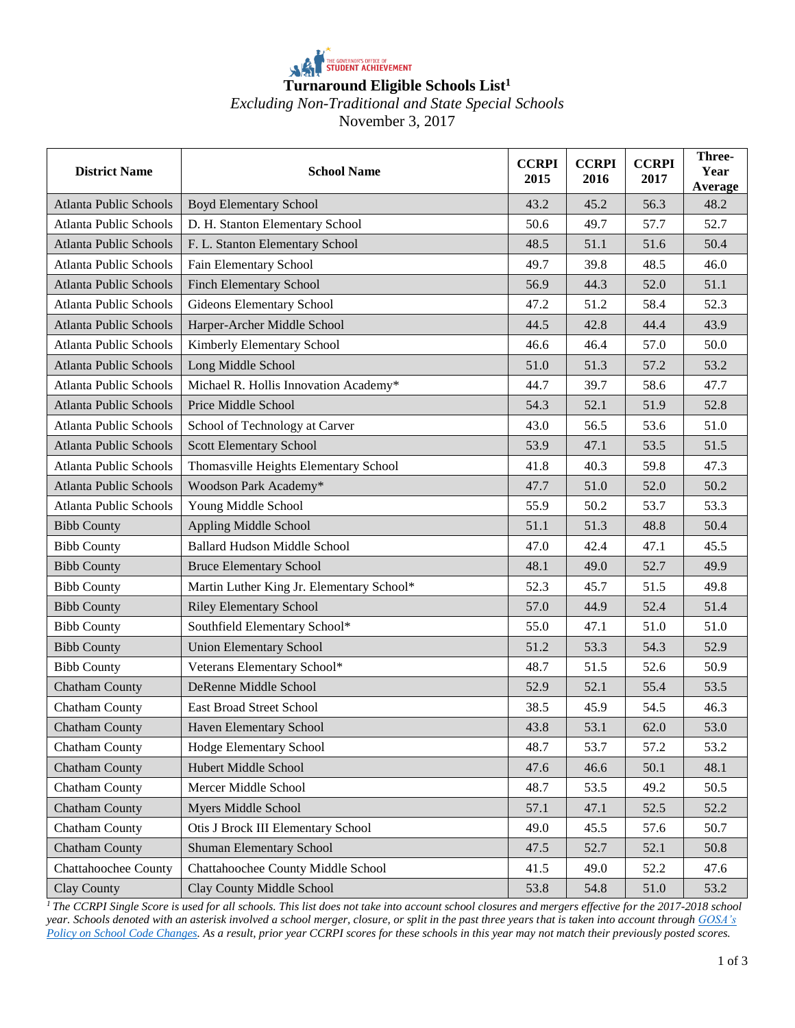THE GOVERNOR'S OFFICE OF STUDENT ACHIEVEMENT

# Turnaround Eligible Schools List[1]

*Excluding Non-Traditional and State Special Schools*

November 3, 2017

| District Name | School Name | CCRPI 2015 | CCRPI 2016 | CCRPI 2017 | Three-Year Average |
|---|---|---|---|---|---|
| Atlanta Public Schools | Boyd Elementary School | 43.2 | 45.2 | 56.3 | 48.2 |
| Atlanta Public Schools | D. H. Stanton Elementary School | 50.6 | 49.7 | 57.7 | 52.7 |
| Atlanta Public Schools | F. L. Stanton Elementary School | 48.5 | 51.1 | 51.6 | 50.4 |
| Atlanta Public Schools | Fain Elementary School | 49.7 | 39.8 | 48.5 | 46.0 |
| Atlanta Public Schools | Finch Elementary School | 56.9 | 44.3 | 52.0 | 51.1 |
| Atlanta Public Schools | Gideons Elementary School | 47.2 | 51.2 | 58.4 | 52.3 |
| Atlanta Public Schools | Harper-Archer Middle School | 44.5 | 42.8 | 44.4 | 43.9 |
| Atlanta Public Schools | Kimberly Elementary School | 46.6 | 46.4 | 57.0 | 50.0 |
| Atlanta Public Schools | Long Middle School | 51.0 | 51.3 | 57.2 | 53.2 |
| Atlanta Public Schools | Michael R. Hollis Innovation Academy* | 44.7 | 39.7 | 58.6 | 47.7 |
| Atlanta Public Schools | Price Middle School | 54.3 | 52.1 | 51.9 | 52.8 |
| Atlanta Public Schools | School of Technology at Carver | 43.0 | 56.5 | 53.6 | 51.0 |
| Atlanta Public Schools | Scott Elementary School | 53.9 | 47.1 | 53.5 | 51.5 |
| Atlanta Public Schools | Thomasville Heights Elementary School | 41.8 | 40.3 | 59.8 | 47.3 |
| Atlanta Public Schools | Woodson Park Academy* | 47.7 | 51.0 | 52.0 | 50.2 |
| Atlanta Public Schools | Young Middle School | 55.9 | 50.2 | 53.7 | 53.3 |
| Bibb County | Appling Middle School | 51.1 | 51.3 | 48.8 | 50.4 |
| Bibb County | Ballard Hudson Middle School | 47.0 | 42.4 | 47.1 | 45.5 |
| Bibb County | Bruce Elementary School | 48.1 | 49.0 | 52.7 | 49.9 |
| Bibb County | Martin Luther King Jr. Elementary School* | 52.3 | 45.7 | 51.5 | 49.8 |
| Bibb County | Riley Elementary School | 57.0 | 44.9 | 52.4 | 51.4 |
| Bibb County | Southfield Elementary School* | 55.0 | 47.1 | 51.0 | 51.0 |
| Bibb County | Union Elementary School | 51.2 | 53.3 | 54.3 | 52.9 |
| Bibb County | Veterans Elementary School* | 48.7 | 51.5 | 52.6 | 50.9 |
| Chatham County | DeRenne Middle School | 52.9 | 52.1 | 55.4 | 53.5 |
| Chatham County | East Broad Street School | 38.5 | 45.9 | 54.5 | 46.3 |
| Chatham County | Haven Elementary School | 43.8 | 53.1 | 62.0 | 53.0 |
| Chatham County | Hodge Elementary School | 48.7 | 53.7 | 57.2 | 53.2 |
| Chatham County | Hubert Middle School | 47.6 | 46.6 | 50.1 | 48.1 |
| Chatham County | Mercer Middle School | 48.7 | 53.5 | 49.2 | 50.5 |
| Chatham County | Myers Middle School | 57.1 | 47.1 | 52.5 | 52.2 |
| Chatham County | Otis J Brock III Elementary School | 49.0 | 45.5 | 57.6 | 50.7 |
| Chatham County | Shuman Elementary School | 47.5 | 52.7 | 52.1 | 50.8 |
| Chattahoochee County | Chattahoochee County Middle School | 41.5 | 49.0 | 52.2 | 47.6 |
| Clay County | Clay County Middle School | 53.8 | 54.8 | 51.0 | 53.2 |

*[1] The CCRPI Single Score is used for all schools. This list does not take into account school closures and mergers effective for the 2017-2018 school year. Schools denoted with an asterisk involved a school merger, closure, or split in the past three years that is taken into account through GOSA's Policy on School Code Changes. As a result, prior year CCRPI scores for these schools in this year may not match their previously posted scores.*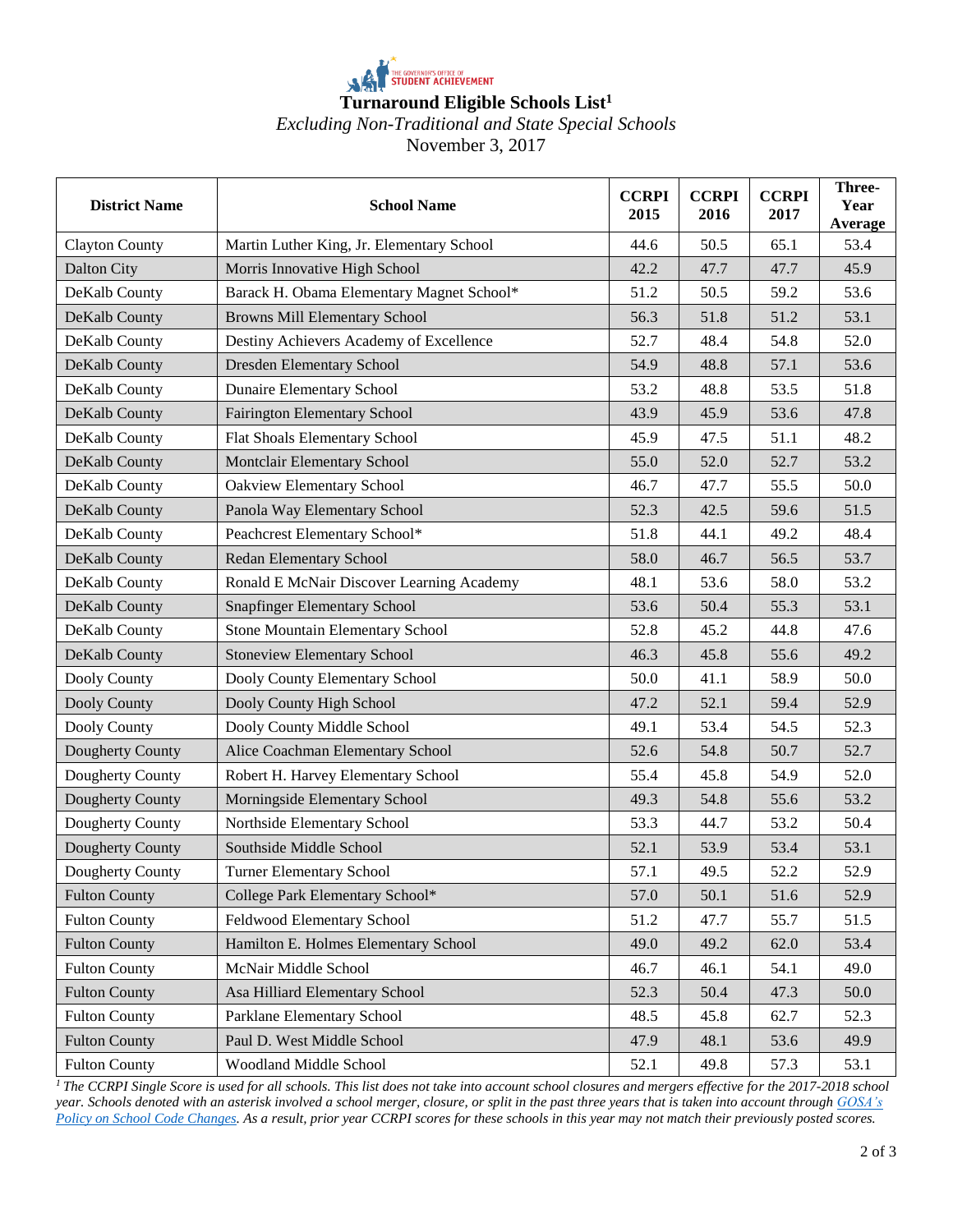THE GOVERNOR'S OFFICE OF STUDENT ACHIEVEMENT

# Turnaround Eligible Schools List[1]

*Excluding Non-Traditional and State Special Schools*

November 3, 2017

| District Name | School Name | CCRPI 2015 | CCRPI 2016 | CCRPI 2017 | Three-Year Average |
|---|---|---|---|---|---|
| Clayton County | Martin Luther King, Jr. Elementary School | 44.6 | 50.5 | 65.1 | 53.4 |
| Dalton City | Morris Innovative High School | 42.2 | 47.7 | 47.7 | 45.9 |
| DeKalb County | Barack H. Obama Elementary Magnet School* | 51.2 | 50.5 | 59.2 | 53.6 |
| DeKalb County | Browns Mill Elementary School | 56.3 | 51.8 | 51.2 | 53.1 |
| DeKalb County | Destiny Achievers Academy of Excellence | 52.7 | 48.4 | 54.8 | 52.0 |
| DeKalb County | Dresden Elementary School | 54.9 | 48.8 | 57.1 | 53.6 |
| DeKalb County | Dunaire Elementary School | 53.2 | 48.8 | 53.5 | 51.8 |
| DeKalb County | Fairington Elementary School | 43.9 | 45.9 | 53.6 | 47.8 |
| DeKalb County | Flat Shoals Elementary School | 45.9 | 47.5 | 51.1 | 48.2 |
| DeKalb County | Montclair Elementary School | 55.0 | 52.0 | 52.7 | 53.2 |
| DeKalb County | Oakview Elementary School | 46.7 | 47.7 | 55.5 | 50.0 |
| DeKalb County | Panola Way Elementary School | 52.3 | 42.5 | 59.6 | 51.5 |
| DeKalb County | Peachcrest Elementary School* | 51.8 | 44.1 | 49.2 | 48.4 |
| DeKalb County | Redan Elementary School | 58.0 | 46.7 | 56.5 | 53.7 |
| DeKalb County | Ronald E McNair Discover Learning Academy | 48.1 | 53.6 | 58.0 | 53.2 |
| DeKalb County | Snapfinger Elementary School | 53.6 | 50.4 | 55.3 | 53.1 |
| DeKalb County | Stone Mountain Elementary School | 52.8 | 45.2 | 44.8 | 47.6 |
| DeKalb County | Stoneview Elementary School | 46.3 | 45.8 | 55.6 | 49.2 |
| Dooly County | Dooly County Elementary School | 50.0 | 41.1 | 58.9 | 50.0 |
| Dooly County | Dooly County High School | 47.2 | 52.1 | 59.4 | 52.9 |
| Dooly County | Dooly County Middle School | 49.1 | 53.4 | 54.5 | 52.3 |
| Dougherty County | Alice Coachman Elementary School | 52.6 | 54.8 | 50.7 | 52.7 |
| Dougherty County | Robert H. Harvey Elementary School | 55.4 | 45.8 | 54.9 | 52.0 |
| Dougherty County | Morningside Elementary School | 49.3 | 54.8 | 55.6 | 53.2 |
| Dougherty County | Northside Elementary School | 53.3 | 44.7 | 53.2 | 50.4 |
| Dougherty County | Southside Middle School | 52.1 | 53.9 | 53.4 | 53.1 |
| Dougherty County | Turner Elementary School | 57.1 | 49.5 | 52.2 | 52.9 |
| Fulton County | College Park Elementary School* | 57.0 | 50.1 | 51.6 | 52.9 |
| Fulton County | Feldwood Elementary School | 51.2 | 47.7 | 55.7 | 51.5 |
| Fulton County | Hamilton E. Holmes Elementary School | 49.0 | 49.2 | 62.0 | 53.4 |
| Fulton County | McNair Middle School | 46.7 | 46.1 | 54.1 | 49.0 |
| Fulton County | Asa Hilliard Elementary School | 52.3 | 50.4 | 47.3 | 50.0 |
| Fulton County | Parklane Elementary School | 48.5 | 45.8 | 62.7 | 52.3 |
| Fulton County | Paul D. West Middle School | 47.9 | 48.1 | 53.6 | 49.9 |
| Fulton County | Woodland Middle School | 52.1 | 49.8 | 57.3 | 53.1 |

*[1] The CCRPI Single Score is used for all schools. This list does not take into account school closures and mergers effective for the 2017-2018 school year. Schools denoted with an asterisk involved a school merger, closure, or split in the past three years that is taken into account through GOSA's Policy on School Code Changes. As a result, prior year CCRPI scores for these schools in this year may not match their previously posted scores.*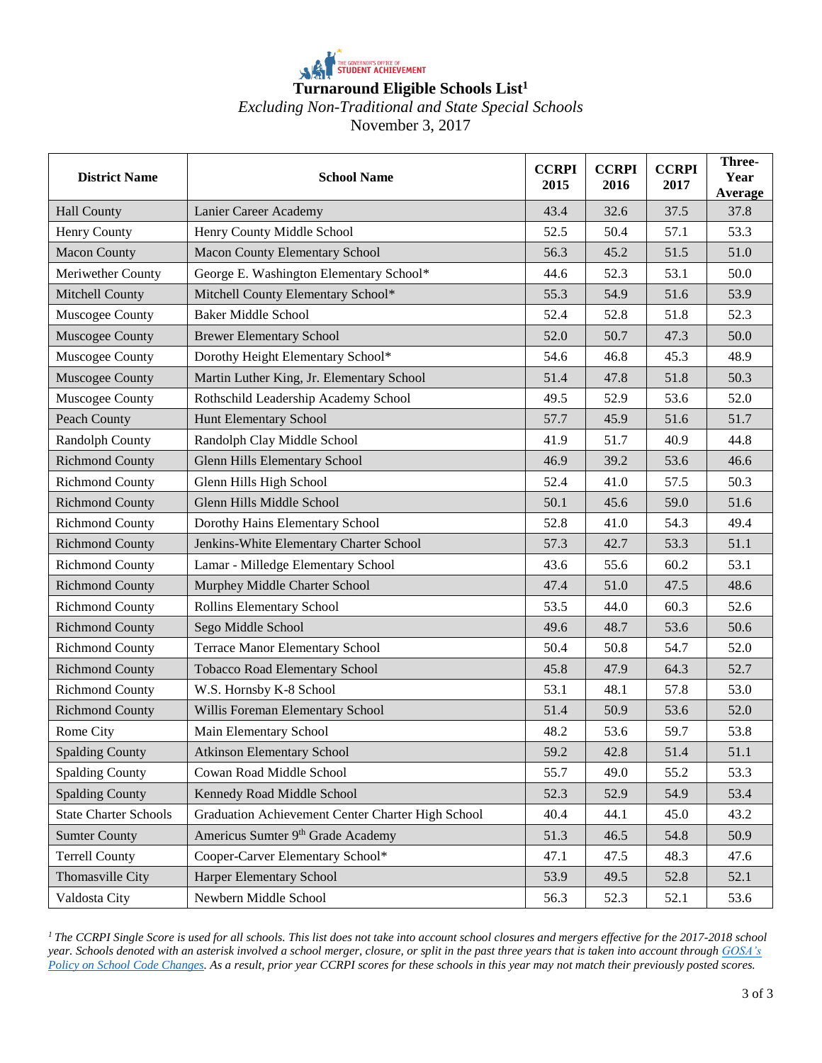THE GOVERNOR'S OFFICE OF STUDENT ACHIEVEMENT

# Turnaround Eligible Schools List[1]

*Excluding Non-Traditional and State Special Schools*

November 3, 2017

| District Name | School Name | CCRPI 2015 | CCRPI 2016 | CCRPI 2017 | Three-Year Average |
|---|---|---|---|---|---|
| Hall County | Lanier Career Academy | 43.4 | 32.6 | 37.5 | 37.8 |
| Henry County | Henry County Middle School | 52.5 | 50.4 | 57.1 | 53.3 |
| Macon County | Macon County Elementary School | 56.3 | 45.2 | 51.5 | 51.0 |
| Meriwether County | George E. Washington Elementary School* | 44.6 | 52.3 | 53.1 | 50.0 |
| Mitchell County | Mitchell County Elementary School* | 55.3 | 54.9 | 51.6 | 53.9 |
| Muscogee County | Baker Middle School | 52.4 | 52.8 | 51.8 | 52.3 |
| Muscogee County | Brewer Elementary School | 52.0 | 50.7 | 47.3 | 50.0 |
| Muscogee County | Dorothy Height Elementary School* | 54.6 | 46.8 | 45.3 | 48.9 |
| Muscogee County | Martin Luther King, Jr. Elementary School | 51.4 | 47.8 | 51.8 | 50.3 |
| Muscogee County | Rothschild Leadership Academy School | 49.5 | 52.9 | 53.6 | 52.0 |
| Peach County | Hunt Elementary School | 57.7 | 45.9 | 51.6 | 51.7 |
| Randolph County | Randolph Clay Middle School | 41.9 | 51.7 | 40.9 | 44.8 |
| Richmond County | Glenn Hills Elementary School | 46.9 | 39.2 | 53.6 | 46.6 |
| Richmond County | Glenn Hills High School | 52.4 | 41.0 | 57.5 | 50.3 |
| Richmond County | Glenn Hills Middle School | 50.1 | 45.6 | 59.0 | 51.6 |
| Richmond County | Dorothy Hains Elementary School | 52.8 | 41.0 | 54.3 | 49.4 |
| Richmond County | Jenkins-White Elementary Charter School | 57.3 | 42.7 | 53.3 | 51.1 |
| Richmond County | Lamar - Milledge Elementary School | 43.6 | 55.6 | 60.2 | 53.1 |
| Richmond County | Murphey Middle Charter School | 47.4 | 51.0 | 47.5 | 48.6 |
| Richmond County | Rollins Elementary School | 53.5 | 44.0 | 60.3 | 52.6 |
| Richmond County | Sego Middle School | 49.6 | 48.7 | 53.6 | 50.6 |
| Richmond County | Terrace Manor Elementary School | 50.4 | 50.8 | 54.7 | 52.0 |
| Richmond County | Tobacco Road Elementary School | 45.8 | 47.9 | 64.3 | 52.7 |
| Richmond County | W.S. Hornsby K-8 School | 53.1 | 48.1 | 57.8 | 53.0 |
| Richmond County | Willis Foreman Elementary School | 51.4 | 50.9 | 53.6 | 52.0 |
| Rome City | Main Elementary School | 48.2 | 53.6 | 59.7 | 53.8 |
| Spalding County | Atkinson Elementary School | 59.2 | 42.8 | 51.4 | 51.1 |
| Spalding County | Cowan Road Middle School | 55.7 | 49.0 | 55.2 | 53.3 |
| Spalding County | Kennedy Road Middle School | 52.3 | 52.9 | 54.9 | 53.4 |
| State Charter Schools | Graduation Achievement Center Charter High School | 40.4 | 44.1 | 45.0 | 43.2 |
| Sumter County | Americus Sumter 9th Grade Academy | 51.3 | 46.5 | 54.8 | 50.9 |
| Terrell County | Cooper-Carver Elementary School* | 47.1 | 47.5 | 48.3 | 47.6 |
| Thomasville City | Harper Elementary School | 53.9 | 49.5 | 52.8 | 52.1 |
| Valdosta City | Newbern Middle School | 56.3 | 52.3 | 52.1 | 53.6 |

*[1] The CCRPI Single Score is used for all schools. This list does not take into account school closures and mergers effective for the 2017-2018 school year. Schools denoted with an asterisk involved a school merger, closure, or split in the past three years that is taken into account through GOSA's Policy on School Code Changes. As a result, prior year CCRPI scores for these schools in this year may not match their previously posted scores.*